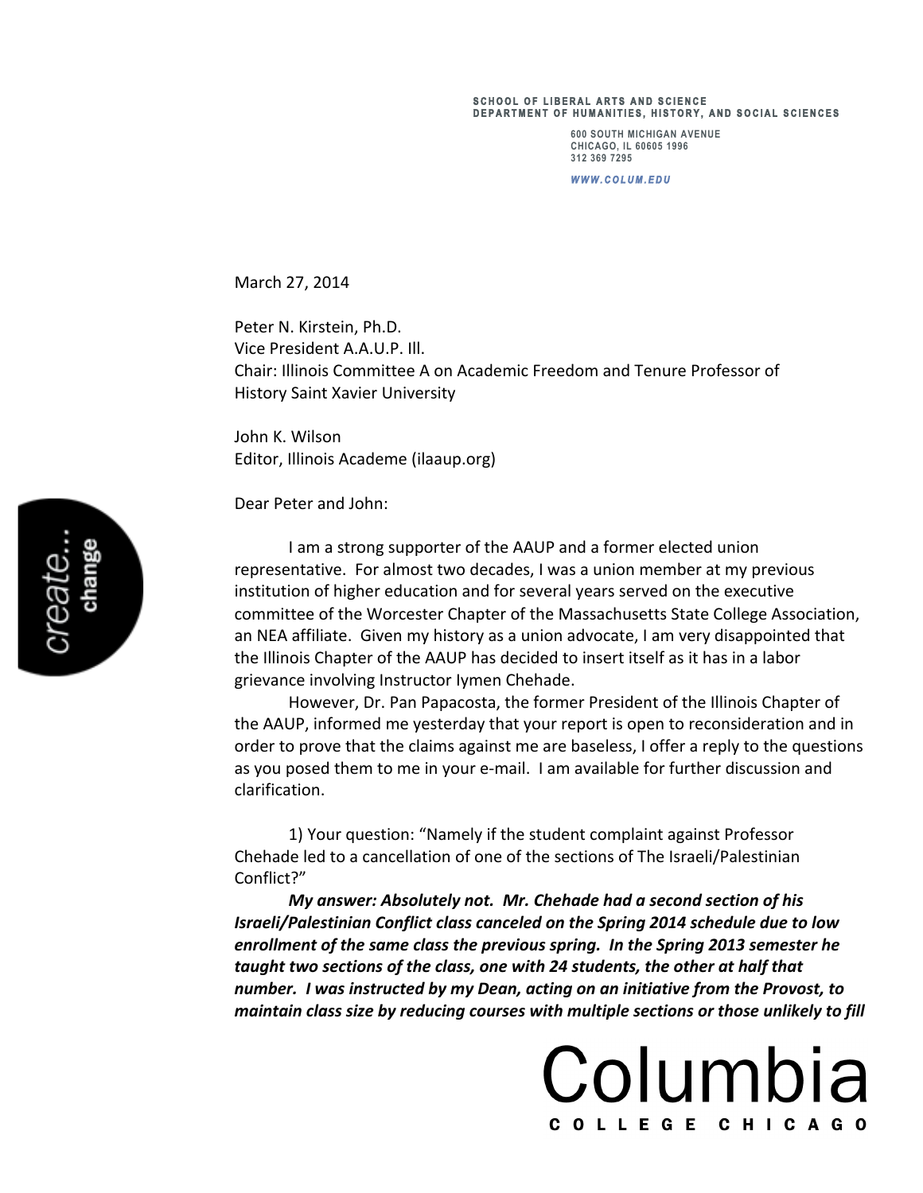SCHOOL OF LIBERAL ARTS AND SCIENCE
DEPARTMENT OF HUMANITIES, HISTORY, AND SOCIAL SCIENCES

600 SOUTH MICHIGAN AVENUE
CHICAGO, IL 60605 1996
312 369 7295

WWW.COLUM.EDU

March 27, 2014

Peter N. Kirstein, Ph.D.
Vice President A.A.U.P. Ill.
Chair: Illinois Committee A on Academic Freedom and Tenure Professor of History Saint Xavier University

John K. Wilson
Editor, Illinois Academe (ilaaup.org)

Dear Peter and John:

I am a strong supporter of the AAUP and a former elected union representative. For almost two decades, I was a union member at my previous institution of higher education and for several years served on the executive committee of the Worcester Chapter of the Massachusetts State College Association, an NEA affiliate. Given my history as a union advocate, I am very disappointed that the Illinois Chapter of the AAUP has decided to insert itself as it has in a labor grievance involving Instructor Iymen Chehade.

However, Dr. Pan Papacosta, the former President of the Illinois Chapter of the AAUP, informed me yesterday that your report is open to reconsideration and in order to prove that the claims against me are baseless, I offer a reply to the questions as you posed them to me in your e-mail. I am available for further discussion and clarification.

1) Your question: "Namely if the student complaint against Professor Chehade led to a cancellation of one of the sections of The Israeli/Palestinian Conflict?"

***My answer: Absolutely not. Mr. Chehade had a second section of his Israeli/Palestinian Conflict class canceled on the Spring 2014 schedule due to low enrollment of the same class the previous spring. In the Spring 2013 semester he taught two sections of the class, one with 24 students, the other at half that number. I was instructed by my Dean, acting on an initiative from the Provost, to maintain class size by reducing courses with multiple sections or those unlikely to fill***

Columbia
COLLEGE CHICAGO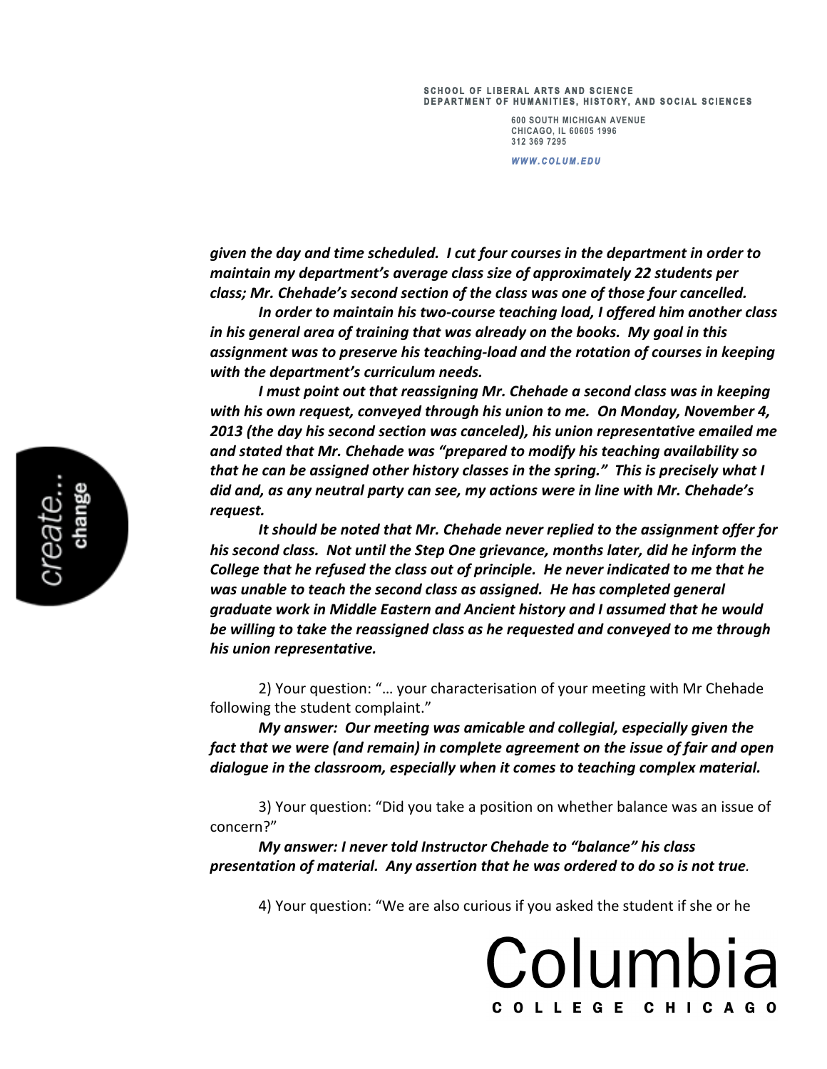***given the day and time scheduled. I cut four courses in the department in order to maintain my department's average class size of approximately 22 students per class; Mr. Chehade's second section of the class was one of those four cancelled.***

***In order to maintain his two-course teaching load, I offered him another class in his general area of training that was already on the books. My goal in this assignment was to preserve his teaching-load and the rotation of courses in keeping with the department's curriculum needs.***

***I must point out that reassigning Mr. Chehade a second class was in keeping with his own request, conveyed through his union to me. On Monday, November 4, 2013 (the day his second section was canceled), his union representative emailed me and stated that Mr. Chehade was "prepared to modify his teaching availability so that he can be assigned other history classes in the spring." This is precisely what I did and, as any neutral party can see, my actions were in line with Mr. Chehade's request.***

***It should be noted that Mr. Chehade never replied to the assignment offer for his second class. Not until the Step One grievance, months later, did he inform the College that he refused the class out of principle. He never indicated to me that he was unable to teach the second class as assigned. He has completed general graduate work in Middle Eastern and Ancient history and I assumed that he would be willing to take the reassigned class as he requested and conveyed to me through his union representative.***

2) Your question: "… your characterisation of your meeting with Mr Chehade following the student complaint."

***My answer: Our meeting was amicable and collegial, especially given the fact that we were (and remain) in complete agreement on the issue of fair and open dialogue in the classroom, especially when it comes to teaching complex material.***

3) Your question: "Did you take a position on whether balance was an issue of concern?"

***My answer: I never told Instructor Chehade to "balance" his class presentation of material. Any assertion that he was ordered to do so is not true.***

4) Your question: "We are also curious if you asked the student if she or he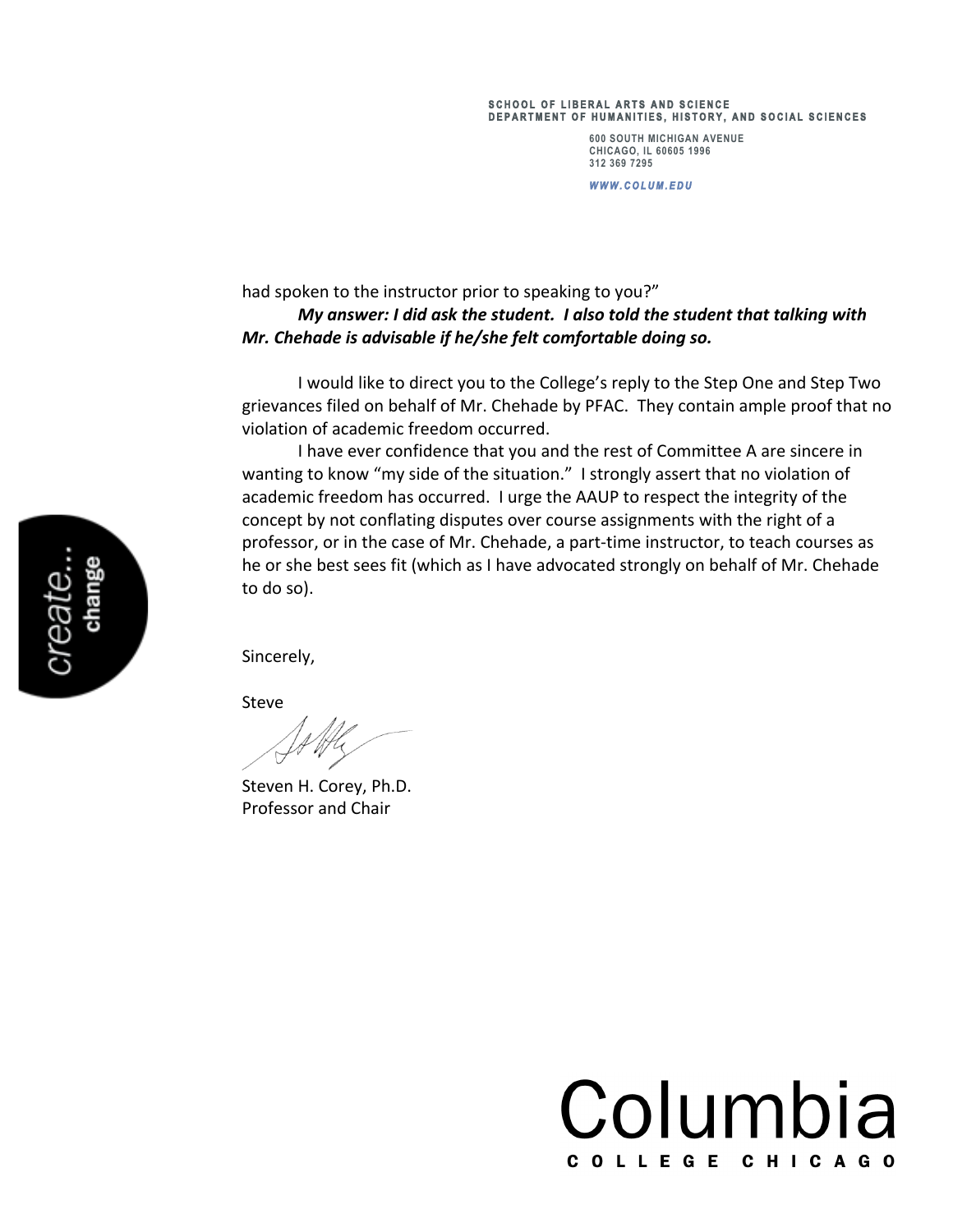had spoken to the instructor prior to speaking to you?"

***My answer: I did ask the student. I also told the student that talking with Mr. Chehade is advisable if he/she felt comfortable doing so.***

I would like to direct you to the College's reply to the Step One and Step Two grievances filed on behalf of Mr. Chehade by PFAC. They contain ample proof that no violation of academic freedom occurred.

I have ever confidence that you and the rest of Committee A are sincere in wanting to know "my side of the situation." I strongly assert that no violation of academic freedom has occurred. I urge the AAUP to respect the integrity of the concept by not conflating disputes over course assignments with the right of a professor, or in the case of Mr. Chehade, a part-time instructor, to teach courses as he or she best sees fit (which as I have advocated strongly on behalf of Mr. Chehade to do so).

Sincerely,

Steve

Steven H. Corey, Ph.D.
Professor and Chair